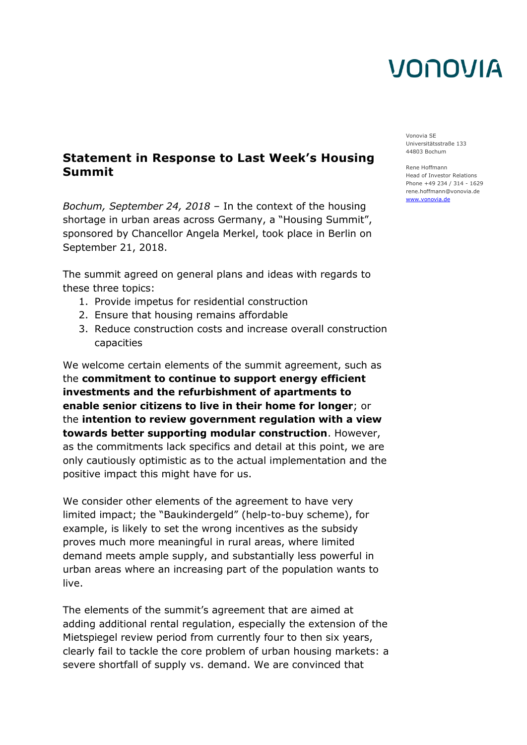VONOVIA

Vonovia SE
Universitätsstraße 133
44803 Bochum

Rene Hoffmann
Head of Investor Relations
Phone +49 234 / 314 - 1629
rene.hoffmann@vonovia.de
www.vonovia.de

# Statement in Response to Last Week's Housing Summit

*Bochum, September 24, 2018* – In the context of the housing shortage in urban areas across Germany, a "Housing Summit", sponsored by Chancellor Angela Merkel, took place in Berlin on September 21, 2018.

The summit agreed on general plans and ideas with regards to these three topics:

1. Provide impetus for residential construction
2. Ensure that housing remains affordable
3. Reduce construction costs and increase overall construction capacities

We welcome certain elements of the summit agreement, such as the **commitment to continue to support energy efficient investments and the refurbishment of apartments to enable senior citizens to live in their home for longer**; or the **intention to review government regulation with a view towards better supporting modular construction**. However, as the commitments lack specifics and detail at this point, we are only cautiously optimistic as to the actual implementation and the positive impact this might have for us.

We consider other elements of the agreement to have very limited impact; the "Baukindergeld" (help-to-buy scheme), for example, is likely to set the wrong incentives as the subsidy proves much more meaningful in rural areas, where limited demand meets ample supply, and substantially less powerful in urban areas where an increasing part of the population wants to live.

The elements of the summit's agreement that are aimed at adding additional rental regulation, especially the extension of the Mietspiegel review period from currently four to then six years, clearly fail to tackle the core problem of urban housing markets: a severe shortfall of supply vs. demand. We are convinced that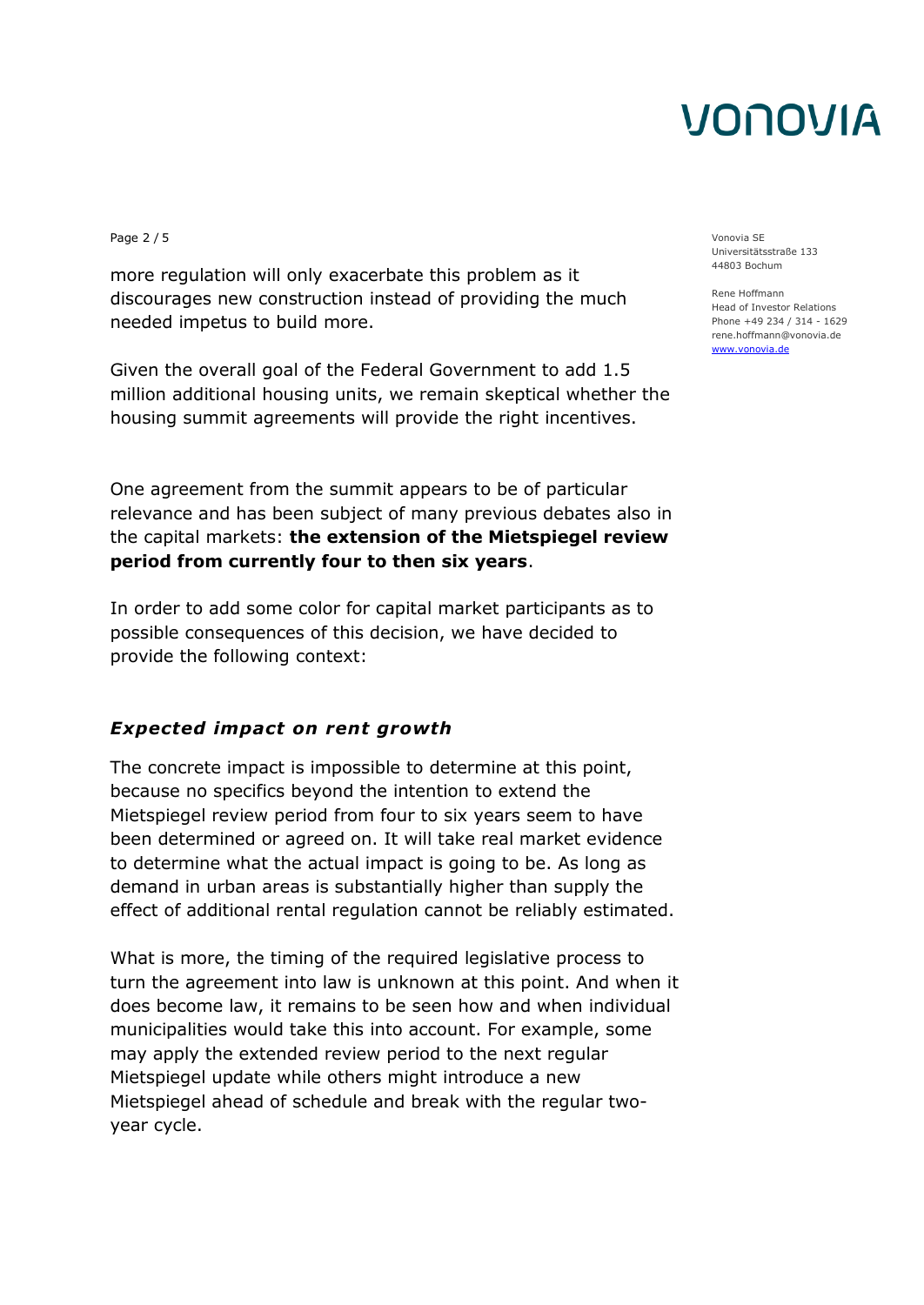Vonovia SE
Universitätsstraße 133
44803 Bochum

Rene Hoffmann
Head of Investor Relations
Phone +49 234 / 314 - 1629
rene.hoffmann@vonovia.de
www.vonovia.de

more regulation will only exacerbate this problem as it discourages new construction instead of providing the much needed impetus to build more.

Given the overall goal of the Federal Government to add 1.5 million additional housing units, we remain skeptical whether the housing summit agreements will provide the right incentives.

One agreement from the summit appears to be of particular relevance and has been subject of many previous debates also in the capital markets: **the extension of the Mietspiegel review period from currently four to then six years**.

In order to add some color for capital market participants as to possible consequences of this decision, we have decided to provide the following context:

### ***Expected impact on rent growth***

The concrete impact is impossible to determine at this point, because no specifics beyond the intention to extend the Mietspiegel review period from four to six years seem to have been determined or agreed on. It will take real market evidence to determine what the actual impact is going to be. As long as demand in urban areas is substantially higher than supply the effect of additional rental regulation cannot be reliably estimated.

What is more, the timing of the required legislative process to turn the agreement into law is unknown at this point. And when it does become law, it remains to be seen how and when individual municipalities would take this into account. For example, some may apply the extended review period to the next regular Mietspiegel update while others might introduce a new Mietspiegel ahead of schedule and break with the regular two-year cycle.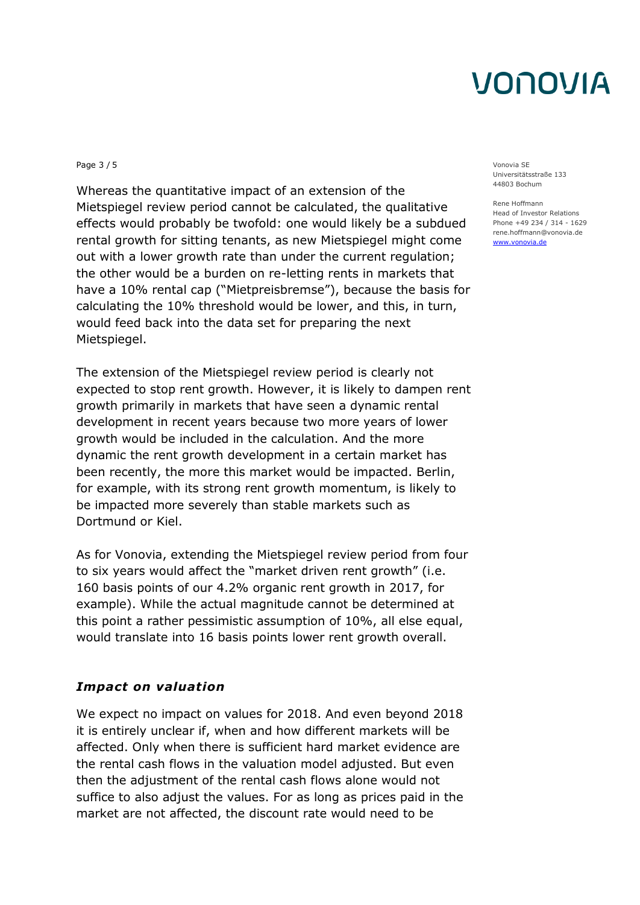Whereas the quantitative impact of an extension of the Mietspiegel review period cannot be calculated, the qualitative effects would probably be twofold: one would likely be a subdued rental growth for sitting tenants, as new Mietspiegel might come out with a lower growth rate than under the current regulation; the other would be a burden on re-letting rents in markets that have a 10% rental cap ("Mietpreisbremse"), because the basis for calculating the 10% threshold would be lower, and this, in turn, would feed back into the data set for preparing the next Mietspiegel.

The extension of the Mietspiegel review period is clearly not expected to stop rent growth. However, it is likely to dampen rent growth primarily in markets that have seen a dynamic rental development in recent years because two more years of lower growth would be included in the calculation. And the more dynamic the rent growth development in a certain market has been recently, the more this market would be impacted. Berlin, for example, with its strong rent growth momentum, is likely to be impacted more severely than stable markets such as Dortmund or Kiel.

As for Vonovia, extending the Mietspiegel review period from four to six years would affect the "market driven rent growth" (i.e. 160 basis points of our 4.2% organic rent growth in 2017, for example). While the actual magnitude cannot be determined at this point a rather pessimistic assumption of 10%, all else equal, would translate into 16 basis points lower rent growth overall.

## *Impact on valuation*

We expect no impact on values for 2018. And even beyond 2018 it is entirely unclear if, when and how different markets will be affected. Only when there is sufficient hard market evidence are the rental cash flows in the valuation model adjusted. But even then the adjustment of the rental cash flows alone would not suffice to also adjust the values. For as long as prices paid in the market are not affected, the discount rate would need to be

Vonovia SE
Universitätsstraße 133
44803 Bochum

Rene Hoffmann
Head of Investor Relations
Phone +49 234 / 314 - 1629
rene.hoffmann@vonovia.de
www.vonovia.de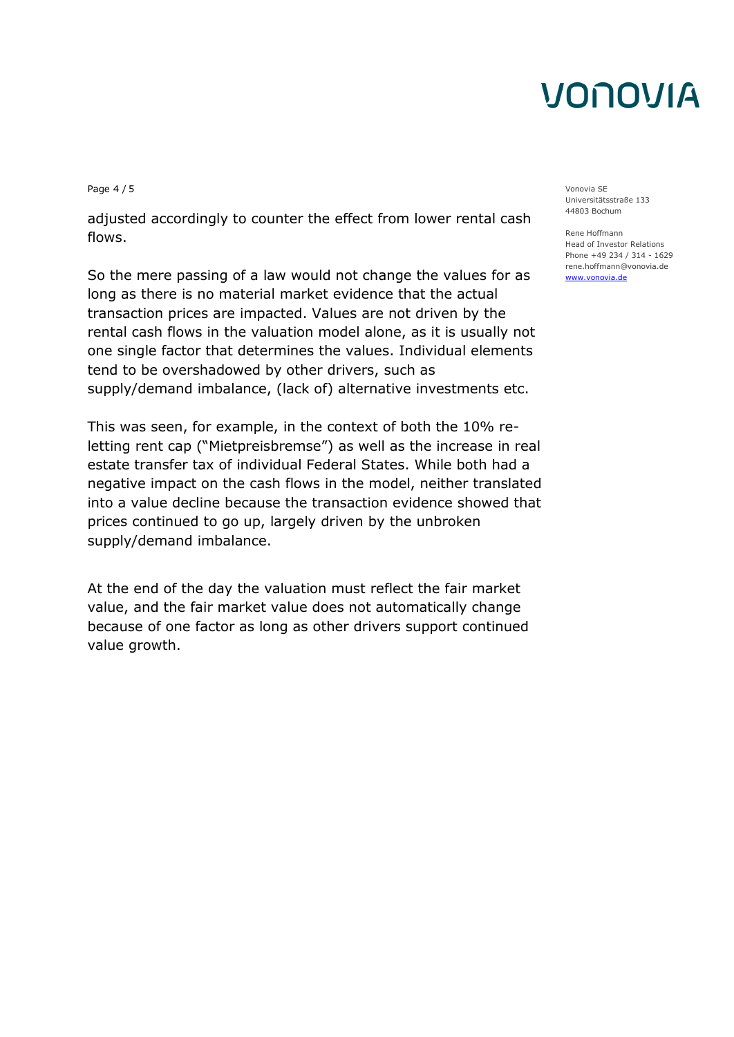adjusted accordingly to counter the effect from lower rental cash flows.

So the mere passing of a law would not change the values for as long as there is no material market evidence that the actual transaction prices are impacted. Values are not driven by the rental cash flows in the valuation model alone, as it is usually not one single factor that determines the values. Individual elements tend to be overshadowed by other drivers, such as supply/demand imbalance, (lack of) alternative investments etc.

This was seen, for example, in the context of both the 10% re-letting rent cap ("Mietpreisbremse") as well as the increase in real estate transfer tax of individual Federal States. While both had a negative impact on the cash flows in the model, neither translated into a value decline because the transaction evidence showed that prices continued to go up, largely driven by the unbroken supply/demand imbalance.

At the end of the day the valuation must reflect the fair market value, and the fair market value does not automatically change because of one factor as long as other drivers support continued value growth.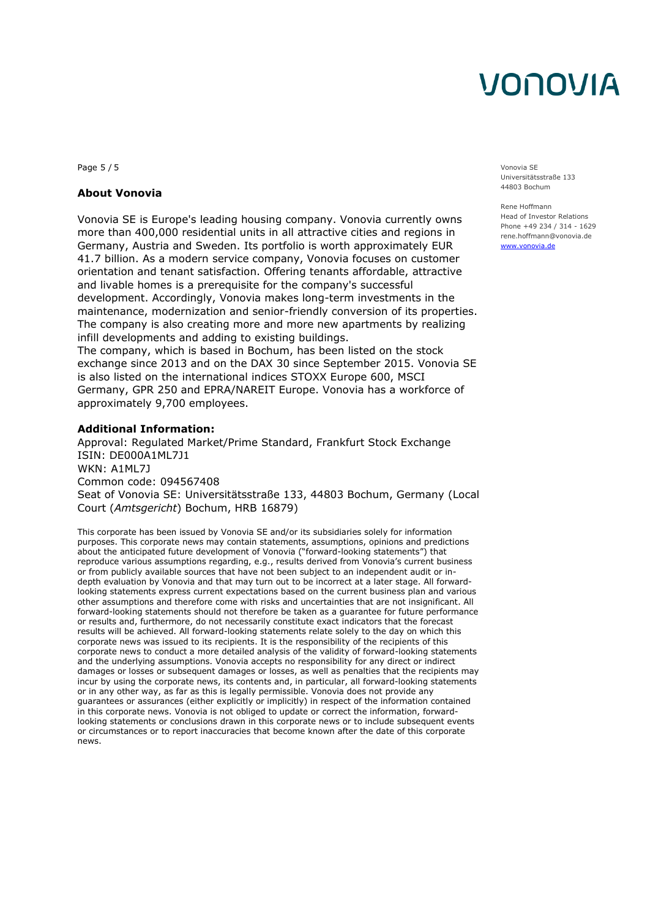Vonovia SE
Universitätsstraße 133
44803 Bochum

Rene Hoffmann
Head of Investor Relations
Phone +49 234 / 314 - 1629
rene.hoffmann@vonovia.de
www.vonovia.de

**About Vonovia**

Vonovia SE is Europe's leading housing company. Vonovia currently owns more than 400,000 residential units in all attractive cities and regions in Germany, Austria and Sweden. Its portfolio is worth approximately EUR 41.7 billion. As a modern service company, Vonovia focuses on customer orientation and tenant satisfaction. Offering tenants affordable, attractive and livable homes is a prerequisite for the company's successful development. Accordingly, Vonovia makes long-term investments in the maintenance, modernization and senior-friendly conversion of its properties. The company is also creating more and more new apartments by realizing infill developments and adding to existing buildings.
The company, which is based in Bochum, has been listed on the stock exchange since 2013 and on the DAX 30 since September 2015. Vonovia SE is also listed on the international indices STOXX Europe 600, MSCI Germany, GPR 250 and EPRA/NAREIT Europe. Vonovia has a workforce of approximately 9,700 employees.

**Additional Information:**
Approval: Regulated Market/Prime Standard, Frankfurt Stock Exchange
ISIN: DE000A1ML7J1
WKN: A1ML7J
Common code: 094567408
Seat of Vonovia SE: Universitätsstraße 133, 44803 Bochum, Germany (Local Court (*Amtsgericht*) Bochum, HRB 16879)

This corporate has been issued by Vonovia SE and/or its subsidiaries solely for information purposes. This corporate news may contain statements, assumptions, opinions and predictions about the anticipated future development of Vonovia ("forward-looking statements") that reproduce various assumptions regarding, e.g., results derived from Vonovia's current business or from publicly available sources that have not been subject to an independent audit or in-depth evaluation by Vonovia and that may turn out to be incorrect at a later stage. All forward-looking statements express current expectations based on the current business plan and various other assumptions and therefore come with risks and uncertainties that are not insignificant. All forward-looking statements should not therefore be taken as a guarantee for future performance or results and, furthermore, do not necessarily constitute exact indicators that the forecast results will be achieved. All forward-looking statements relate solely to the day on which this corporate news was issued to its recipients. It is the responsibility of the recipients of this corporate news to conduct a more detailed analysis of the validity of forward-looking statements and the underlying assumptions. Vonovia accepts no responsibility for any direct or indirect damages or losses or subsequent damages or losses, as well as penalties that the recipients may incur by using the corporate news, its contents and, in particular, all forward-looking statements or in any other way, as far as this is legally permissible. Vonovia does not provide any guarantees or assurances (either explicitly or implicitly) in respect of the information contained in this corporate news. Vonovia is not obliged to update or correct the information, forward-looking statements or conclusions drawn in this corporate news or to include subsequent events or circumstances or to report inaccuracies that become known after the date of this corporate news.